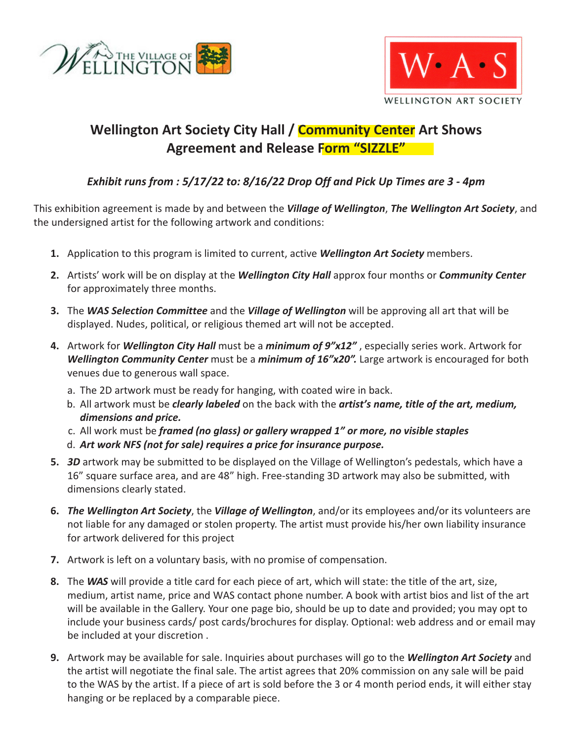# Wellington Art Society City Hall / Community Center Art Shows Agreement and Release Form "SIZZLE"

***Exhibit runs from : 5/17/22 to: 8/16/22 Drop Off and Pick Up Times are 3 - 4pm***

This exhibition agreement is made by and between the ***Village of Wellington***, ***The Wellington Art Society***, and the undersigned artist for the following artwork and conditions:

1. Application to this program is limited to current, active ***Wellington Art Society*** members.
2. Artists' work will be on display at the ***Wellington City Hall*** approx four months or ***Community Center*** for approximately three months.
3. The ***WAS Selection Committee*** and the ***Village of Wellington*** will be approving all art that will be displayed. Nudes, political, or religious themed art will not be accepted.
4. Artwork for ***Wellington City Hall*** must be a ***minimum of 9"x12"*** , especially series work. Artwork for ***Wellington Community Center*** must be a ***minimum of 16"x20".*** Large artwork is encouraged for both venues due to generous wall space.
   a. The 2D artwork must be ready for hanging, with coated wire in back.
   b. All artwork must be ***clearly labeled*** on the back with the ***artist's name, title of the art, medium, dimensions and price.***
   c. All work must be ***framed (no glass) or gallery wrapped 1" or more, no visible staples***
   d. ***Art work NFS (not for sale) requires a price for insurance purpose.***
5. ***3D*** artwork may be submitted to be displayed on the Village of Wellington's pedestals, which have a 16" square surface area, and are 48" high. Free-standing 3D artwork may also be submitted, with dimensions clearly stated.
6. ***The Wellington Art Society***, the ***Village of Wellington***, and/or its employees and/or its volunteers are not liable for any damaged or stolen property. The artist must provide his/her own liability insurance for artwork delivered for this project
7. Artwork is left on a voluntary basis, with no promise of compensation.
8. The ***WAS*** will provide a title card for each piece of art, which will state: the title of the art, size, medium, artist name, price and WAS contact phone number. A book with artist bios and list of the art will be available in the Gallery. Your one page bio, should be up to date and provided; you may opt to include your business cards/ post cards/brochures for display. Optional: web address and or email may be included at your discretion .
9. Artwork may be available for sale. Inquiries about purchases will go to the ***Wellington Art Society*** and the artist will negotiate the final sale. The artist agrees that 20% commission on any sale will be paid to the WAS by the artist. If a piece of art is sold before the 3 or 4 month period ends, it will either stay hanging or be replaced by a comparable piece.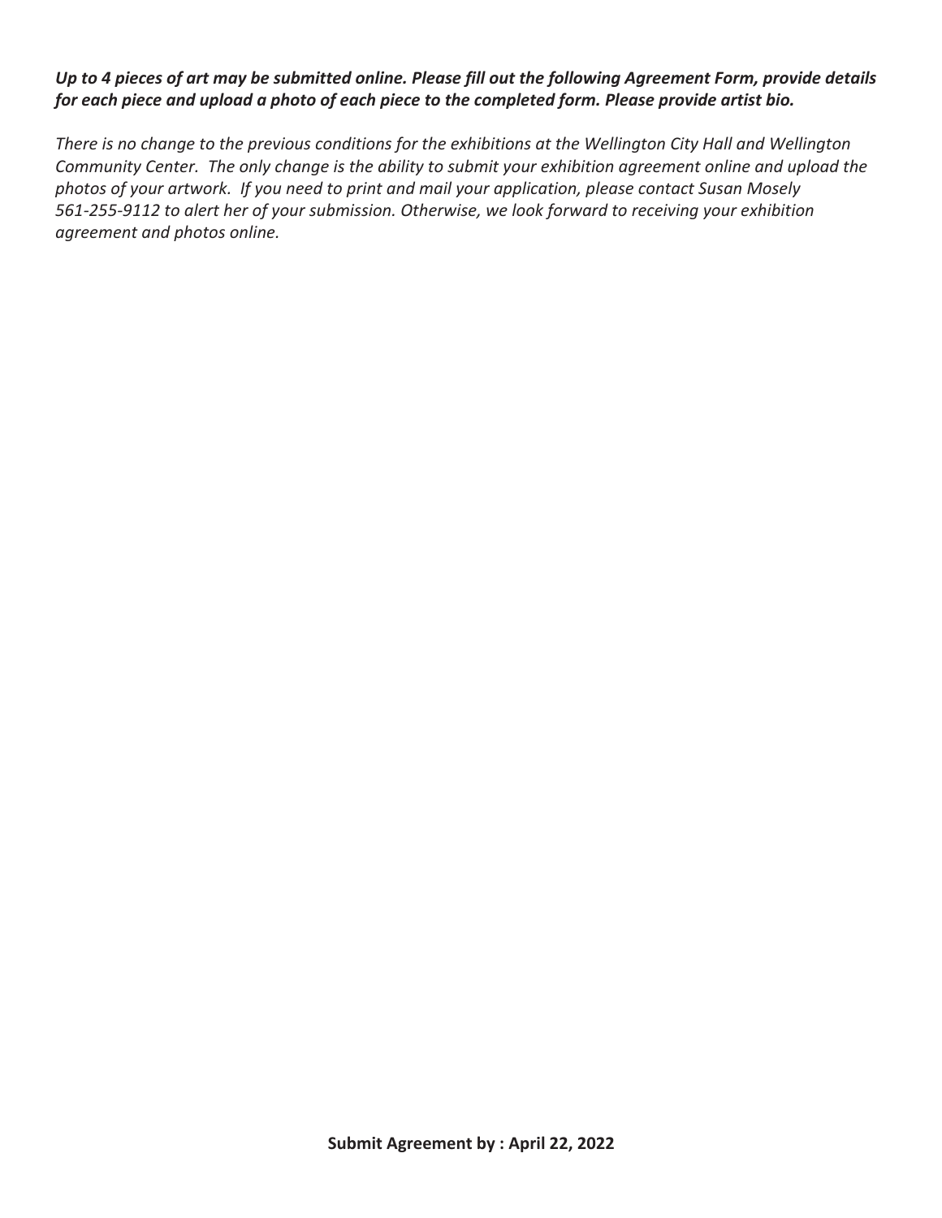***Up to 4 pieces of art may be submitted online. Please fill out the following Agreement Form, provide details for each piece and upload a photo of each piece to the completed form. Please provide artist bio.***

*There is no change to the previous conditions for the exhibitions at the Wellington City Hall and Wellington Community Center. The only change is the ability to submit your exhibition agreement online and upload the photos of your artwork. If you need to print and mail your application, please contact Susan Mosely 561-255-9112 to alert her of your submission. Otherwise, we look forward to receiving your exhibition agreement and photos online.*

**Submit Agreement by : April 22, 2022**